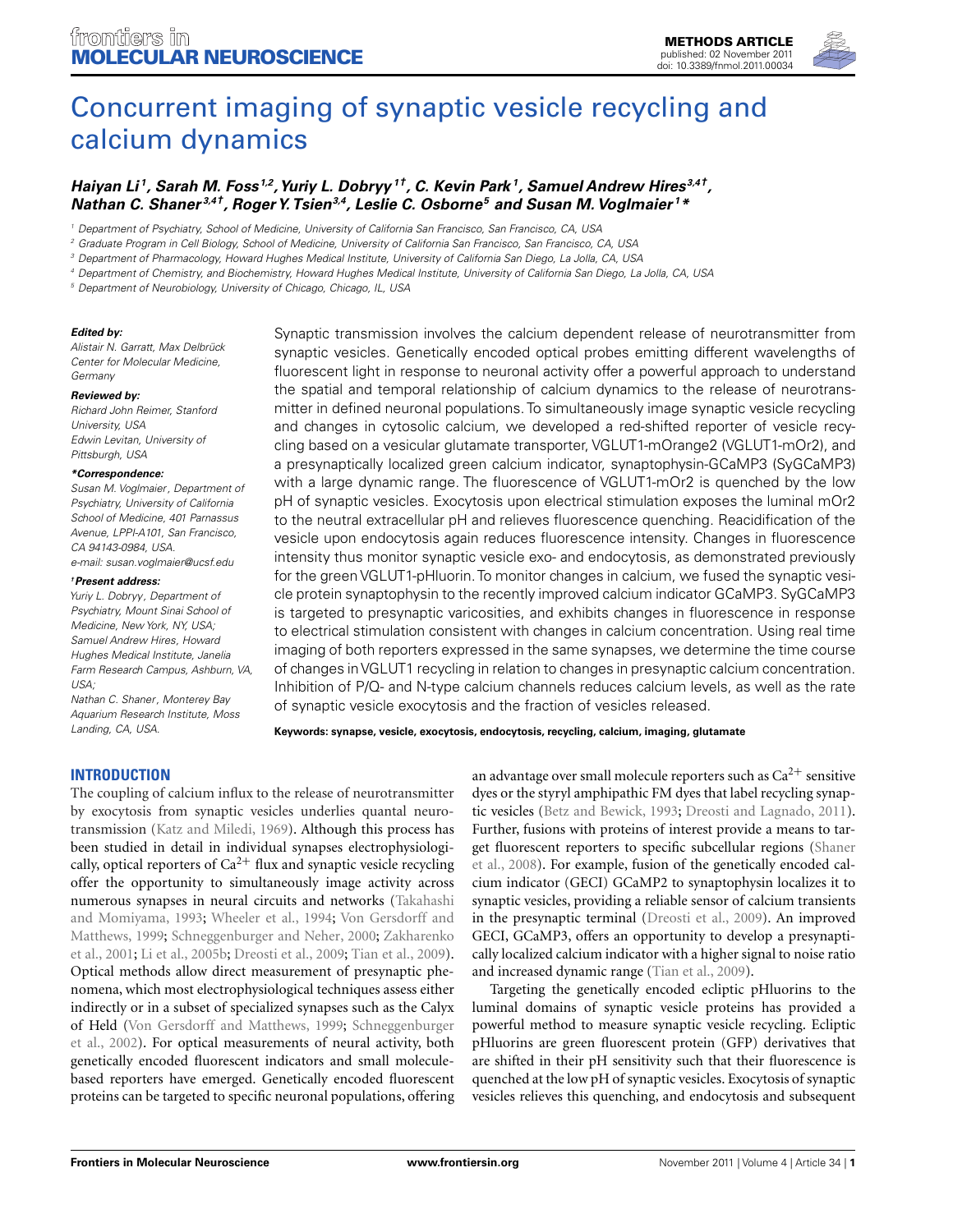# Concurrent imaging of synaptic vesicle recycling and calcium dynamics

***Haiyan Li*** [1]***, Sarah M. Foss*** [1,2]***, Yuriy L. Dobryy*** [1†]***, C. Kevin Park*** [1]***, Samuel Andrew Hires*** [3,4†]***, Nathan C. Shaner*** [3,4†]***, Roger Y. Tsien*** [3,4]***, Leslie C. Osborne*** [5] ***and Susan M. Voglmaier*** [1]*

[1] Department of Psychiatry, School of Medicine, University of California San Francisco, San Francisco, CA, USA
[2] Graduate Program in Cell Biology, School of Medicine, University of California San Francisco, San Francisco, CA, USA
[3] Department of Pharmacology, Howard Hughes Medical Institute, University of California San Diego, La Jolla, CA, USA
[4] Department of Chemistry, and Biochemistry, Howard Hughes Medical Institute, University of California San Diego, La Jolla, CA, USA
[5] Department of Neurobiology, University of Chicago, Chicago, IL, USA

***Edited by:***
*Alistair N. Garratt, Max Delbrück Center for Molecular Medicine, Germany*

***Reviewed by:***
*Richard John Reimer, Stanford University, USA*
*Edwin Levitan, University of Pittsburgh, USA*

***\*Correspondence:***
*Susan M. Voglmaier, Department of Psychiatry, University of California School of Medicine, 401 Parnassus Avenue, LPPI-A101, San Francisco, CA 94143-0984, USA.*
*e-mail: susan.voglmaier@ucsf.edu*

***†Present address:***
*Yuriy L. Dobryy, Department of Psychiatry, Mount Sinai School of Medicine, New York, NY, USA;*
*Samuel Andrew Hires, Howard Hughes Medical Institute, Janelia Farm Research Campus, Ashburn, VA, USA;*
*Nathan C. Shaner, Monterey Bay Aquarium Research Institute, Moss Landing, CA, USA.*

Synaptic transmission involves the calcium dependent release of neurotransmitter from synaptic vesicles. Genetically encoded optical probes emitting different wavelengths of fluorescent light in response to neuronal activity offer a powerful approach to understand the spatial and temporal relationship of calcium dynamics to the release of neurotransmitter in defined neuronal populations. To simultaneously image synaptic vesicle recycling and changes in cytosolic calcium, we developed a red-shifted reporter of vesicle recycling based on a vesicular glutamate transporter, VGLUT1-mOrange2 (VGLUT1-mOr2), and a presynaptically localized green calcium indicator, synaptophysin-GCaMP3 (SyGCaMP3) with a large dynamic range. The fluorescence of VGLUT1-mOr2 is quenched by the low pH of synaptic vesicles. Exocytosis upon electrical stimulation exposes the luminal mOr2 to the neutral extracellular pH and relieves fluorescence quenching. Reacidification of the vesicle upon endocytosis again reduces fluorescence intensity. Changes in fluorescence intensity thus monitor synaptic vesicle exo- and endocytosis, as demonstrated previously for the green VGLUT1-pHluorin. To monitor changes in calcium, we fused the synaptic vesicle protein synaptophysin to the recently improved calcium indicator GCaMP3. SyGCaMP3 is targeted to presynaptic varicosities, and exhibits changes in fluorescence in response to electrical stimulation consistent with changes in calcium concentration. Using real time imaging of both reporters expressed in the same synapses, we determine the time course of changes in VGLUT1 recycling in relation to changes in presynaptic calcium concentration. Inhibition of P/Q- and N-type calcium channels reduces calcium levels, as well as the rate of synaptic vesicle exocytosis and the fraction of vesicles released.

**Keywords: synapse, vesicle, exocytosis, endocytosis, recycling, calcium, imaging, glutamate**

## INTRODUCTION

The coupling of calcium influx to the release of neurotransmitter by exocytosis from synaptic vesicles underlies quantal neurotransmission (Katz and Miledi, 1969). Although this process has been studied in detail in individual synapses electrophysiologically, optical reporters of $Ca^{2+}$ flux and synaptic vesicle recycling offer the opportunity to simultaneously image activity across numerous synapses in neural circuits and networks (Takahashi and Momiyama, 1993; Wheeler et al., 1994; Von Gersdorff and Matthews, 1999; Schneggenburger and Neher, 2000; Zakharenko et al., 2001; Li et al., 2005b; Dreosti et al., 2009; Tian et al., 2009). Optical methods allow direct measurement of presynaptic phenomena, which most electrophysiological techniques assess either indirectly or in a subset of specialized synapses such as the Calyx of Held (Von Gersdorff and Matthews, 1999; Schneggenburger et al., 2002). For optical measurements of neural activity, both genetically encoded fluorescent indicators and small molecule-based reporters have emerged. Genetically encoded fluorescent proteins can be targeted to specific neuronal populations, offering an advantage over small molecule reporters such as $Ca^{2+}$ sensitive dyes or the styryl amphipathic FM dyes that label recycling synaptic vesicles (Betz and Bewick, 1993; Dreosti and Lagnado, 2011). Further, fusions with proteins of interest provide a means to target fluorescent reporters to specific subcellular regions (Shaner et al., 2008). For example, fusion of the genetically encoded calcium indicator (GECI) GCaMP2 to synaptophysin localizes it to synaptic vesicles, providing a reliable sensor of calcium transients in the presynaptic terminal (Dreosti et al., 2009). An improved GECI, GCaMP3, offers an opportunity to develop a presynaptically localized calcium indicator with a higher signal to noise ratio and increased dynamic range (Tian et al., 2009).

Targeting the genetically encoded ecliptic pHluorins to the luminal domains of synaptic vesicle proteins has provided a powerful method to measure synaptic vesicle recycling. Ecliptic pHluorins are green fluorescent protein (GFP) derivatives that are shifted in their pH sensitivity such that their fluorescence is quenched at the low pH of synaptic vesicles. Exocytosis of synaptic vesicles relieves this quenching, and endocytosis and subsequent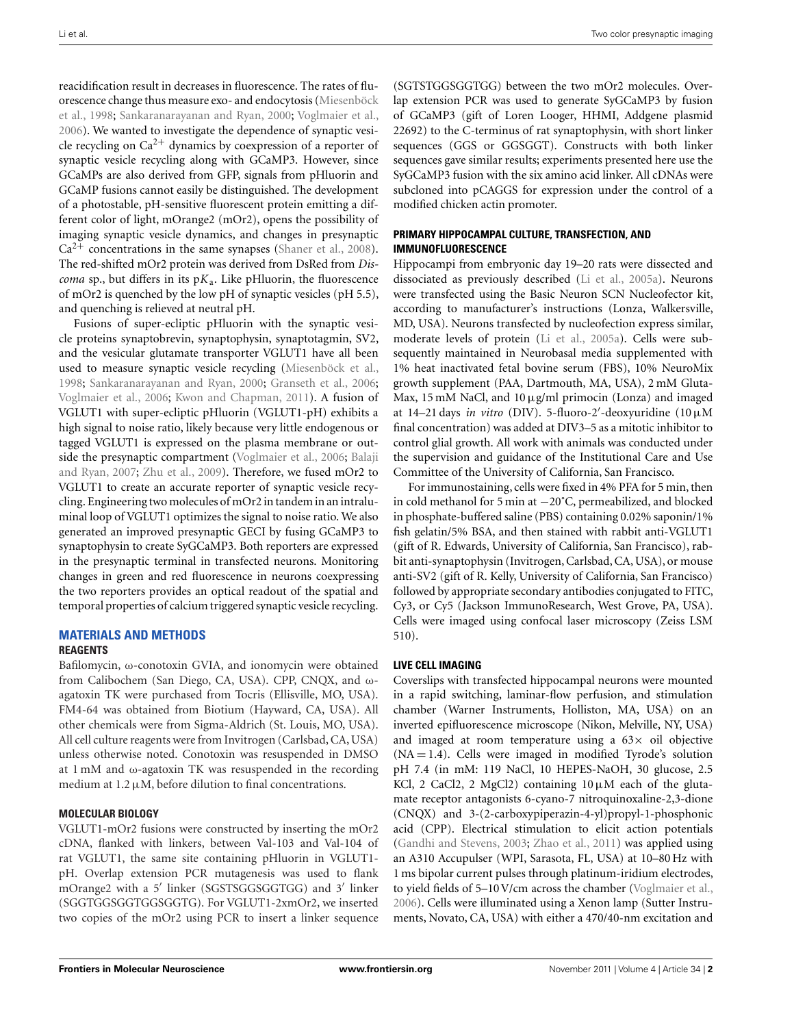reacidification result in decreases in fluorescence. The rates of fluorescence change thus measure exo- and endocytosis (Miesenböck et al., 1998; Sankaranarayanan and Ryan, 2000; Voglmaier et al., 2006). We wanted to investigate the dependence of synaptic vesicle recycling on $Ca^{2+}$ dynamics by coexpression of a reporter of synaptic vesicle recycling along with GCaMP3. However, since GCaMPs are also derived from GFP, signals from pHluorin and GCaMP fusions cannot easily be distinguished. The development of a photostable, pH-sensitive fluorescent protein emitting a different color of light, mOrange2 (mOr2), opens the possibility of imaging synaptic vesicle dynamics, and changes in presynaptic $Ca^{2+}$ concentrations in the same synapses (Shaner et al., 2008). The red-shifted mOr2 protein was derived from DsRed from *Discoma* sp., but differs in its $pK_a$. Like pHluorin, the fluorescence of mOr2 is quenched by the low pH of synaptic vesicles (pH 5.5), and quenching is relieved at neutral pH.

Fusions of super-ecliptic pHluorin with the synaptic vesicle proteins synaptobrevin, synaptophysin, synaptotagmin, SV2, and the vesicular glutamate transporter VGLUT1 have all been used to measure synaptic vesicle recycling (Miesenböck et al., 1998; Sankaranarayanan and Ryan, 2000; Granseth et al., 2006; Voglmaier et al., 2006; Kwon and Chapman, 2011). A fusion of VGLUT1 with super-ecliptic pHluorin (VGLUT1-pH) exhibits a high signal to noise ratio, likely because very little endogenous or tagged VGLUT1 is expressed on the plasma membrane or outside the presynaptic compartment (Voglmaier et al., 2006; Balaji and Ryan, 2007; Zhu et al., 2009). Therefore, we fused mOr2 to VGLUT1 to create an accurate reporter of synaptic vesicle recycling. Engineering two molecules of mOr2 in tandem in an intraluminal loop of VGLUT1 optimizes the signal to noise ratio. We also generated an improved presynaptic GECI by fusing GCaMP3 to synaptophysin to create SyGCaMP3. Both reporters are expressed in the presynaptic terminal in transfected neurons. Monitoring changes in green and red fluorescence in neurons coexpressing the two reporters provides an optical readout of the spatial and temporal properties of calcium triggered synaptic vesicle recycling.

## MATERIALS AND METHODS

### REAGENTS

Bafilomycin, ω-conotoxin GVIA, and ionomycin were obtained from Calibochem (San Diego, CA, USA). CPP, CNQX, and ω-agatoxin TK were purchased from Tocris (Ellisville, MO, USA). FM4-64 was obtained from Biotium (Hayward, CA, USA). All other chemicals were from Sigma-Aldrich (St. Louis, MO, USA). All cell culture reagents were from Invitrogen (Carlsbad, CA, USA) unless otherwise noted. Conotoxin was resuspended in DMSO at 1 mM and ω-agatoxin TK was resuspended in the recording medium at 1.2 μM, before dilution to final concentrations.

### MOLECULAR BIOLOGY

VGLUT1-mOr2 fusions were constructed by inserting the mOr2 cDNA, flanked with linkers, between Val-103 and Val-104 of rat VGLUT1, the same site containing pHluorin in VGLUT1-pH. Overlap extension PCR mutagenesis was used to flank mOrange2 with a 5′ linker (SGSTSGGSGGTGG) and 3′ linker (SGGTGGSGGTGGSGGTG). For VGLUT1-2xmOr2, we inserted two copies of the mOr2 using PCR to insert a linker sequence (SGTSTGGSGGTGG) between the two mOr2 molecules. Overlap extension PCR was used to generate SyGCaMP3 by fusion of GCaMP3 (gift of Loren Looger, HHMI, Addgene plasmid 22692) to the C-terminus of rat synaptophysin, with short linker sequences (GGS or GGSGGT). Constructs with both linker sequences gave similar results; experiments presented here use the SyGCaMP3 fusion with the six amino acid linker. All cDNAs were subcloned into pCAGGS for expression under the control of a modified chicken actin promoter.

### PRIMARY HIPPOCAMPAL CULTURE, TRANSFECTION, AND IMMUNOFLUORESCENCE

Hippocampi from embryonic day 19–20 rats were dissected and dissociated as previously described (Li et al., 2005a). Neurons were transfected using the Basic Neuron SCN Nucleofector kit, according to manufacturer's instructions (Lonza, Walkersville, MD, USA). Neurons transfected by nucleofection express similar, moderate levels of protein (Li et al., 2005a). Cells were subsequently maintained in Neurobasal media supplemented with 1% heat inactivated fetal bovine serum (FBS), 10% NeuroMix growth supplement (PAA, Dartmouth, MA, USA), 2 mM GlutaMax, 15 mM NaCl, and 10 μg/ml primocin (Lonza) and imaged at 14–21 days *in vitro* (DIV). 5-fluoro-2′-deoxyuridine (10 μM final concentration) was added at DIV3–5 as a mitotic inhibitor to control glial growth. All work with animals was conducted under the supervision and guidance of the Institutional Care and Use Committee of the University of California, San Francisco.

For immunostaining, cells were fixed in 4% PFA for 5 min, then in cold methanol for 5 min at −20˚C, permeabilized, and blocked in phosphate-buffered saline (PBS) containing 0.02% saponin/1% fish gelatin/5% BSA, and then stained with rabbit anti-VGLUT1 (gift of R. Edwards, University of California, San Francisco), rabbit anti-synaptophysin (Invitrogen, Carlsbad, CA, USA), or mouse anti-SV2 (gift of R. Kelly, University of California, San Francisco) followed by appropriate secondary antibodies conjugated to FITC, Cy3, or Cy5 (Jackson ImmunoResearch, West Grove, PA, USA). Cells were imaged using confocal laser microscopy (Zeiss LSM 510).

### LIVE CELL IMAGING

Coverslips with transfected hippocampal neurons were mounted in a rapid switching, laminar-flow perfusion, and stimulation chamber (Warner Instruments, Holliston, MA, USA) on an inverted epifluorescence microscope (Nikon, Melville, NY, USA) and imaged at room temperature using a 63× oil objective (NA = 1.4). Cells were imaged in modified Tyrode's solution pH 7.4 (in mM: 119 NaCl, 10 HEPES-NaOH, 30 glucose, 2.5 KCl, 2 $CaCl_2$, 2 $MgCl_2$) containing 10 μM each of the glutamate receptor antagonists 6-cyano-7 nitroquinoxaline-2,3-dione (CNQX) and 3-(2-carboxypiperazin-4-yl)propyl-1-phosphonic acid (CPP) (Gandhi and Stevens, 2003; Zhao et al., 2011) was applied using an A310 Accupulser (WPI, Sarasota, FL, USA) at 10–80 Hz with 1 ms bipolar current pulses through platinum-iridium electrodes, to yield fields of 5–10 V/cm across the chamber (Voglmaier et al., 2006). Cells were illuminated using a Xenon lamp (Sutter Instruments, Novato, CA, USA) with either a 470/40-nm excitation and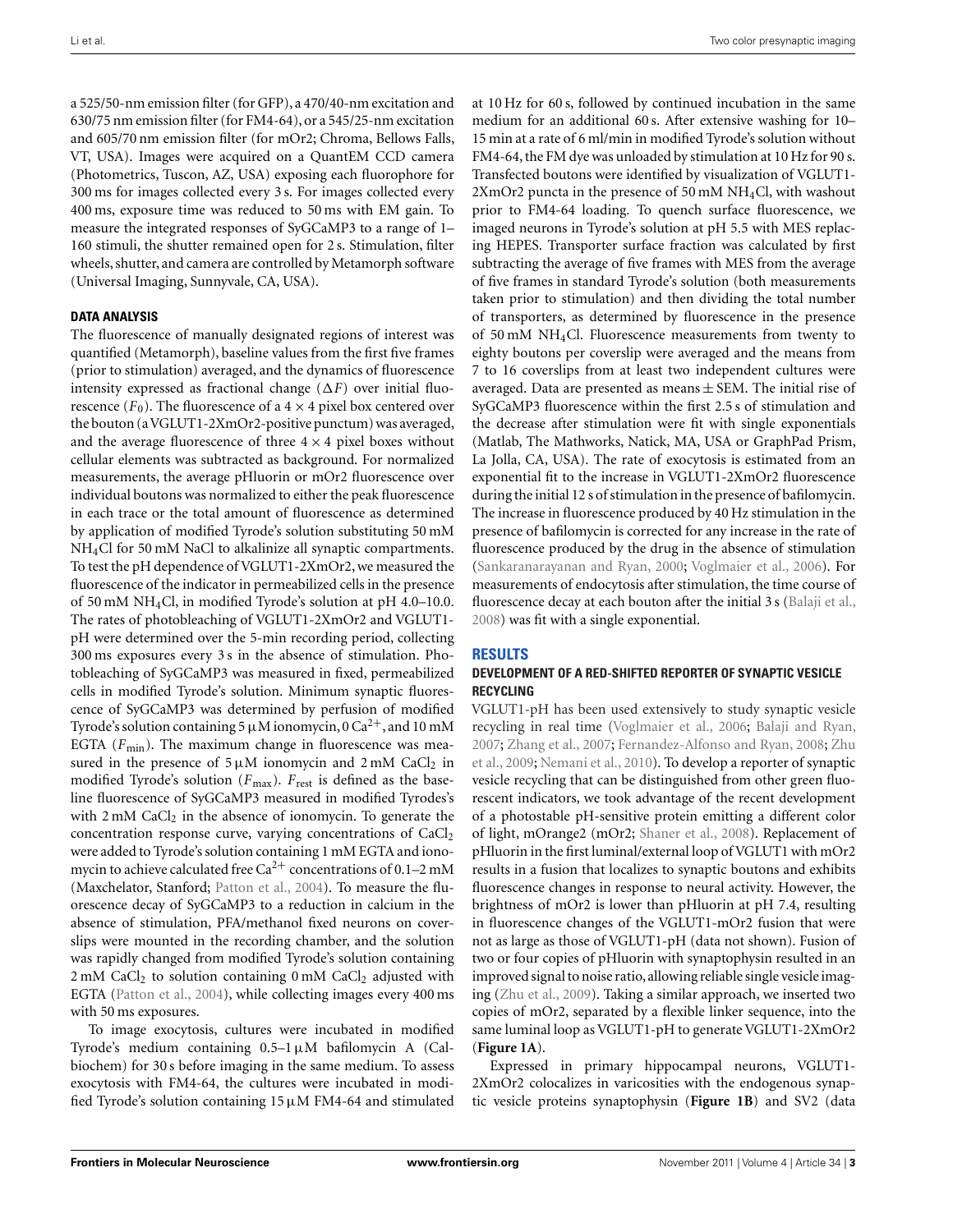a 525/50-nm emission filter (for GFP), a 470/40-nm excitation and 630/75 nm emission filter (for FM4-64), or a 545/25-nm excitation and 605/70 nm emission filter (for mOr2; Chroma, Bellows Falls, VT, USA). Images were acquired on a QuantEM CCD camera (Photometrics, Tuscon, AZ, USA) exposing each fluorophore for 300 ms for images collected every 3 s. For images collected every 400 ms, exposure time was reduced to 50 ms with EM gain. To measure the integrated responses of SyGCaMP3 to a range of 1–160 stimuli, the shutter remained open for 2 s. Stimulation, filter wheels, shutter, and camera are controlled by Metamorph software (Universal Imaging, Sunnyvale, CA, USA).

### DATA ANALYSIS

The fluorescence of manually designated regions of interest was quantified (Metamorph), baseline values from the first five frames (prior to stimulation) averaged, and the dynamics of fluorescence intensity expressed as fractional change ($\Delta F$) over initial fluorescence ($F_0$). The fluorescence of a $4 \times 4$ pixel box centered over the bouton (a VGLUT1-2XmOr2-positive punctum) was averaged, and the average fluorescence of three $4 \times 4$ pixel boxes without cellular elements was subtracted as background. For normalized measurements, the average pHluorin or mOr2 fluorescence over individual boutons was normalized to either the peak fluorescence in each trace or the total amount of fluorescence as determined by application of modified Tyrode's solution substituting 50 mM $NH_4Cl$ for 50 mM NaCl to alkalinize all synaptic compartments. To test the pH dependence of VGLUT1-2XmOr2, we measured the fluorescence of the indicator in permeabilized cells in the presence of 50 mM $NH_4Cl$, in modified Tyrode's solution at pH 4.0–10.0. The rates of photobleaching of VGLUT1-2XmOr2 and VGLUT1-pH were determined over the 5-min recording period, collecting 300 ms exposures every 3 s in the absence of stimulation. Photobleaching of SyGCaMP3 was measured in fixed, permeabilized cells in modified Tyrode's solution. Minimum synaptic fluorescence of SyGCaMP3 was determined by perfusion of modified Tyrode's solution containing 5 μM ionomycin, 0 $Ca^{2+}$, and 10 mM EGTA ($F_{min}$). The maximum change in fluorescence was measured in the presence of 5 μM ionomycin and 2 mM $CaCl_2$ in modified Tyrode's solution ($F_{max}$). $F_{rest}$ is defined as the baseline fluorescence of SyGCaMP3 measured in modified Tyrodes's with 2 mM $CaCl_2$ in the absence of ionomycin. To generate the concentration response curve, varying concentrations of $CaCl_2$ were added to Tyrode's solution containing 1 mM EGTA and ionomycin to achieve calculated free $Ca^{2+}$ concentrations of 0.1–2 mM (Maxchelator, Stanford; Patton et al., 2004). To measure the fluorescence decay of SyGCaMP3 to a reduction in calcium in the absence of stimulation, PFA/methanol fixed neurons on coverslips were mounted in the recording chamber, and the solution was rapidly changed from modified Tyrode's solution containing 2 mM $CaCl_2$ to solution containing 0 mM $CaCl_2$ adjusted with EGTA (Patton et al., 2004), while collecting images every 400 ms with 50 ms exposures.

To image exocytosis, cultures were incubated in modified Tyrode's medium containing 0.5–1 μM bafilomycin A (Calbiochem) for 30 s before imaging in the same medium. To assess exocytosis with FM4-64, the cultures were incubated in modified Tyrode's solution containing 15 μM FM4-64 and stimulated at 10 Hz for 60 s, followed by continued incubation in the same medium for an additional 60 s. After extensive washing for 10–15 min at a rate of 6 ml/min in modified Tyrode's solution without FM4-64, the FM dye was unloaded by stimulation at 10 Hz for 90 s. Transfected boutons were identified by visualization of VGLUT1-2XmOr2 puncta in the presence of 50 mM $NH_4Cl$, with washout prior to FM4-64 loading. To quench surface fluorescence, we imaged neurons in Tyrode's solution at pH 5.5 with MES replacing HEPES. Transporter surface fraction was calculated by first subtracting the average of five frames with MES from the average of five frames in standard Tyrode's solution (both measurements taken prior to stimulation) and then dividing the total number of transporters, as determined by fluorescence in the presence of 50 mM $NH_4Cl$. Fluorescence measurements from twenty to eighty boutons per coverslip were averaged and the means from 7 to 16 coverslips from at least two independent cultures were averaged. Data are presented as means ± SEM. The initial rise of SyGCaMP3 fluorescence within the first 2.5 s of stimulation and the decrease after stimulation were fit with single exponentials (Matlab, The Mathworks, Natick, MA, USA or GraphPad Prism, La Jolla, CA, USA). The rate of exocytosis is estimated from an exponential fit to the increase in VGLUT1-2XmOr2 fluorescence during the initial 12 s of stimulation in the presence of bafilomycin. The increase in fluorescence produced by 40 Hz stimulation in the presence of bafilomycin is corrected for any increase in the rate of fluorescence produced by the drug in the absence of stimulation (Sankaranarayanan and Ryan, 2000; Voglmaier et al., 2006). For measurements of endocytosis after stimulation, the time course of fluorescence decay at each bouton after the initial 3 s (Balaji et al., 2008) was fit with a single exponential.

## RESULTS

### DEVELOPMENT OF A RED-SHIFTED REPORTER OF SYNAPTIC VESICLE RECYCLING

VGLUT1-pH has been used extensively to study synaptic vesicle recycling in real time (Voglmaier et al., 2006; Balaji and Ryan, 2007; Zhang et al., 2007; Fernandez-Alfonso and Ryan, 2008; Zhu et al., 2009; Nemani et al., 2010). To develop a reporter of synaptic vesicle recycling that can be distinguished from other green fluorescent indicators, we took advantage of the recent development of a photostable pH-sensitive protein emitting a different color of light, mOrange2 (mOr2; Shaner et al., 2008). Replacement of pHluorin in the first luminal/external loop of VGLUT1 with mOr2 results in a fusion that localizes to synaptic boutons and exhibits fluorescence changes in response to neural activity. However, the brightness of mOr2 is lower than pHluorin at pH 7.4, resulting in fluorescence changes of the VGLUT1-mOr2 fusion that were not as large as those of VGLUT1-pH (data not shown). Fusion of two or four copies of pHluorin with synaptophysin resulted in an improved signal to noise ratio, allowing reliable single vesicle imaging (Zhu et al., 2009). Taking a similar approach, we inserted two copies of mOr2, separated by a flexible linker sequence, into the same luminal loop as VGLUT1-pH to generate VGLUT1-2XmOr2 (**Figure 1A**).

Expressed in primary hippocampal neurons, VGLUT1-2XmOr2 colocalizes in varicosities with the endogenous synaptic vesicle proteins synaptophysin (**Figure 1B**) and SV2 (data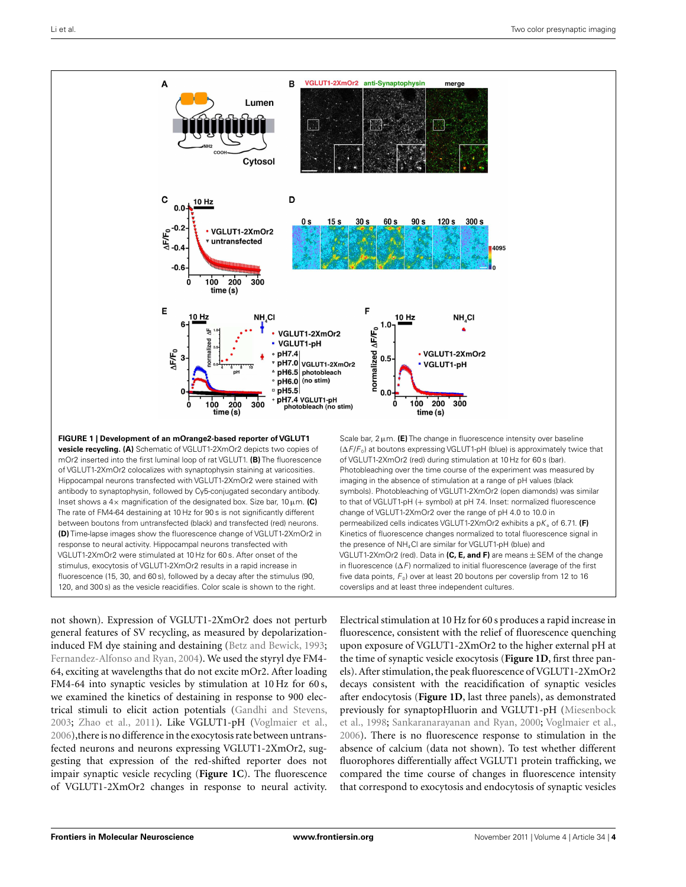**FIGURE 1 | Development of an mOrange2-based reporter of VGLUT1 vesicle recycling. (A)** Schematic of VGLUT1-2XmOr2 depicts two copies of mOr2 inserted into the first luminal loop of rat VGLUT1. **(B)** The fluorescence of VGLUT1-2XmOr2 colocalizes with synaptophysin staining at varicosities. Hippocampal neurons transfected with VGLUT1-2XmOr2 were stained with antibody to synaptophysin, followed by Cy5-conjugated secondary antibody. Inset shows a 4× magnification of the designated box. Size bar, 10 μm. **(C)** The rate of FM4-64 destaining at 10 Hz for 90 s is not significantly different between boutons from untransfected (black) and transfected (red) neurons. **(D)** Time-lapse images show the fluorescence change of VGLUT1-2XmOr2 in response to neural activity. Hippocampal neurons transfected with VGLUT1-2XmOr2 were stimulated at 10 Hz for 60 s. After onset of the stimulus, exocytosis of VGLUT1-2XmOr2 results in a rapid increase in fluorescence (15, 30, and 60 s), followed by a decay after the stimulus (90, 120, and 300 s) as the vesicle reacidifies. Color scale is shown to the right. Scale bar, 2 μm. **(E)** The change in fluorescence intensity over baseline ($\Delta F/F_0$) at boutons expressing VGLUT1-pH (blue) is approximately twice that of VGLUT1-2XmOr2 (red) during stimulation at 10 Hz for 60 s (bar). Photobleaching over the time course of the experiment was measured by imaging in the absence of stimulation at a range of pH values (black symbols). Photobleaching of VGLUT1-2XmOr2 (open diamonds) was similar to that of VGLUT1-pH (+ symbol) at pH 7.4. Inset: normalized fluorescence change of VGLUT1-2XmOr2 over the range of pH 4.0 to 10.0 in permeabilized cells indicates VGLUT1-2XmOr2 exhibits a p$K_a$ of 6.71. **(F)** Kinetics of fluorescence changes normalized to total fluorescence signal in the presence of $NH_4Cl$ are similar for VGLUT1-pH (blue) and VGLUT1-2XmOr2 (red). Data in **(C, E, and F)** are means ± SEM of the change in fluorescence ($\Delta F$) normalized to initial fluorescence (average of the first five data points, $F_0$) over at least 20 boutons per coverslip from 12 to 16 coverslips and at least three independent cultures.

not shown). Expression of VGLUT1-2XmOr2 does not perturb general features of SV recycling, as measured by depolarization-induced FM dye staining and destaining (Betz and Bewick, 1993; Fernandez-Alfonso and Ryan, 2004). We used the styryl dye FM4-64, exciting at wavelengths that do not excite mOr2. After loading FM4-64 into synaptic vesicles by stimulation at 10 Hz for 60 s, we examined the kinetics of destaining in response to 900 electrical stimuli to elicit action potentials (Gandhi and Stevens, 2003; Zhao et al., 2011). Like VGLUT1-pH (Voglmaier et al., 2006),there is no difference in the exocytosis rate between untransfected neurons and neurons expressing VGLUT1-2XmOr2, suggesting that expression of the red-shifted reporter does not impair synaptic vesicle recycling (**Figure 1C**). The fluorescence of VGLUT1-2XmOr2 changes in response to neural activity. Electrical stimulation at 10 Hz for 60 s produces a rapid increase in fluorescence, consistent with the relief of fluorescence quenching upon exposure of VGLUT1-2XmOr2 to the higher external pH at the time of synaptic vesicle exocytosis (**Figure 1D**, first three panels). After stimulation, the peak fluorescence of VGLUT1-2XmOr2 decays consistent with the reacidification of synaptic vesicles after endocytosis (**Figure 1D**, last three panels), as demonstrated previously for synaptopHluorin and VGLUT1-pH (Miesenbock et al., 1998; Sankaranarayanan and Ryan, 2000; Voglmaier et al., 2006). There is no fluorescence response to stimulation in the absence of calcium (data not shown). To test whether different fluorophores differentially affect VGLUT1 protein trafficking, we compared the time course of changes in fluorescence intensity that correspond to exocytosis and endocytosis of synaptic vesicles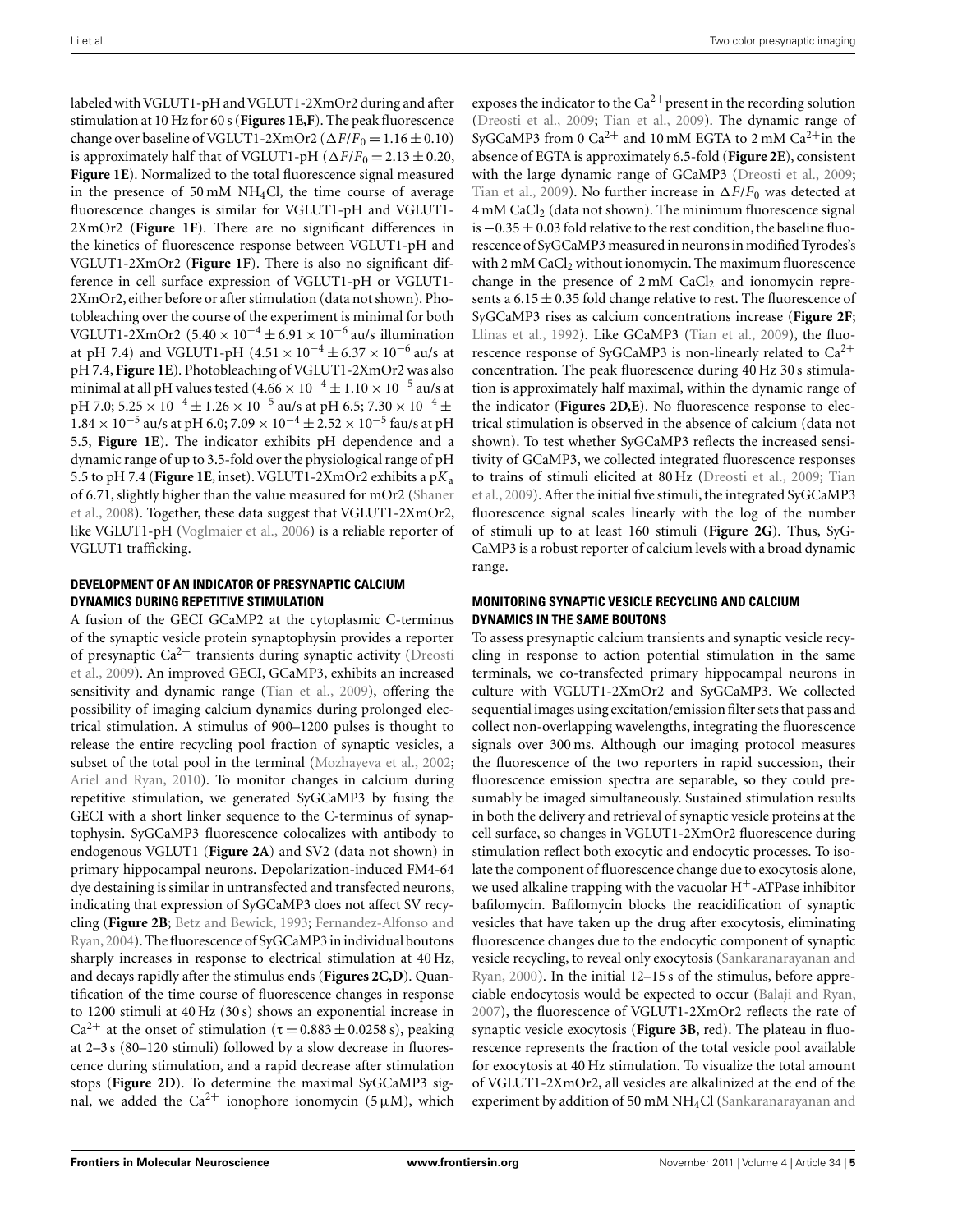labeled with VGLUT1-pH and VGLUT1-2XmOr2 during and after stimulation at 10 Hz for 60 s (**Figures 1E,F**). The peak fluorescence change over baseline of VGLUT1-2XmOr2 ($\Delta F/F_0 = 1.16 \pm 0.10$) is approximately half that of VGLUT1-pH ($\Delta F/F_0 = 2.13 \pm 0.20$, **Figure 1E**). Normalized to the total fluorescence signal measured in the presence of 50 mM $NH_4Cl$, the time course of average fluorescence changes is similar for VGLUT1-pH and VGLUT1-2XmOr2 (**Figure 1F**). There are no significant differences in the kinetics of fluorescence response between VGLUT1-pH and VGLUT1-2XmOr2 (**Figure 1F**). There is also no significant difference in cell surface expression of VGLUT1-pH or VGLUT1-2XmOr2, either before or after stimulation (data not shown). Photobleaching over the course of the experiment is minimal for both VGLUT1-2XmOr2 ($5.40 \times 10^{-4} \pm 6.91 \times 10^{-6}$ au/s illumination at pH 7.4) and VGLUT1-pH ($4.51 \times 10^{-4} \pm 6.37 \times 10^{-6}$ au/s at pH 7.4, **Figure 1E**). Photobleaching of VGLUT1-2XmOr2 was also minimal at all pH values tested ($4.66 \times 10^{-4} \pm 1.10 \times 10^{-5}$ au/s at pH 7.0; $5.25 \times 10^{-4} \pm 1.26 \times 10^{-5}$ au/s at pH 6.5; $7.30 \times 10^{-4} \pm 1.84 \times 10^{-5}$ au/s at pH 6.0; $7.09 \times 10^{-4} \pm 2.52 \times 10^{-5}$ fau/s at pH 5.5, **Figure 1E**). The indicator exhibits pH dependence and a dynamic range of up to 3.5-fold over the physiological range of pH 5.5 to pH 7.4 (**Figure 1E**, inset). VGLUT1-2XmOr2 exhibits a $pK_a$ of 6.71, slightly higher than the value measured for mOr2 (Shaner et al., 2008). Together, these data suggest that VGLUT1-2XmOr2, like VGLUT1-pH (Voglmaier et al., 2006) is a reliable reporter of VGLUT1 trafficking.

### DEVELOPMENT OF AN INDICATOR OF PRESYNAPTIC CALCIUM DYNAMICS DURING REPETITIVE STIMULATION

A fusion of the GECI GCaMP2 at the cytoplasmic C-terminus of the synaptic vesicle protein synaptophysin provides a reporter of presynaptic $Ca^{2+}$ transients during synaptic activity (Dreosti et al., 2009). An improved GECI, GCaMP3, exhibits an increased sensitivity and dynamic range (Tian et al., 2009), offering the possibility of imaging calcium dynamics during prolonged electrical stimulation. A stimulus of 900–1200 pulses is thought to release the entire recycling pool fraction of synaptic vesicles, a subset of the total pool in the terminal (Mozhayeva et al., 2002; Ariel and Ryan, 2010). To monitor changes in calcium during repetitive stimulation, we generated SyGCaMP3 by fusing the GECI with a short linker sequence to the C-terminus of synaptophysin. SyGCaMP3 fluorescence colocalizes with antibody to endogenous VGLUT1 (**Figure 2A**) and SV2 (data not shown) in primary hippocampal neurons. Depolarization-induced FM4-64 dye destaining is similar in untransfected and transfected neurons, indicating that expression of SyGCaMP3 does not affect SV recycling (**Figure 2B**; Betz and Bewick, 1993; Fernandez-Alfonso and Ryan, 2004). The fluorescence of SyGCaMP3 in individual boutons sharply increases in response to electrical stimulation at 40 Hz, and decays rapidly after the stimulus ends (**Figures 2C,D**). Quantification of the time course of fluorescence changes in response to 1200 stimuli at 40 Hz (30 s) shows an exponential increase in $Ca^{2+}$ at the onset of stimulation ($\tau = 0.883 \pm 0.0258$ s), peaking at 2–3 s (80–120 stimuli) followed by a slow decrease in fluorescence during stimulation, and a rapid decrease after stimulation stops (**Figure 2D**). To determine the maximal SyGCaMP3 signal, we added the $Ca^{2+}$ ionophore ionomycin (5 μM), which exposes the indicator to the $Ca^{2+}$ present in the recording solution (Dreosti et al., 2009; Tian et al., 2009). The dynamic range of SyGCaMP3 from 0 $Ca^{2+}$ and 10 mM EGTA to 2 mM $Ca^{2+}$ in the absence of EGTA is approximately 6.5-fold (**Figure 2E**), consistent with the large dynamic range of GCaMP3 (Dreosti et al., 2009; Tian et al., 2009). No further increase in $\Delta F/F_0$ was detected at 4 mM $CaCl_2$ (data not shown). The minimum fluorescence signal is $-0.35 \pm 0.03$ fold relative to the rest condition, the baseline fluorescence of SyGCaMP3 measured in neurons in modified Tyrodes's with 2 mM $CaCl_2$ without ionomycin. The maximum fluorescence change in the presence of 2 mM $CaCl_2$ and ionomycin represents a $6.15 \pm 0.35$ fold change relative to rest. The fluorescence of SyGCaMP3 rises as calcium concentrations increase (**Figure 2F**; Llinas et al., 1992). Like GCaMP3 (Tian et al., 2009), the fluorescence response of SyGCaMP3 is non-linearly related to $Ca^{2+}$ concentration. The peak fluorescence during 40 Hz 30 s stimulation is approximately half maximal, within the dynamic range of the indicator (**Figures 2D,E**). No fluorescence response to electrical stimulation is observed in the absence of calcium (data not shown). To test whether SyGCaMP3 reflects the increased sensitivity of GCaMP3, we collected integrated fluorescence responses to trains of stimuli elicited at 80 Hz (Dreosti et al., 2009; Tian et al., 2009). After the initial five stimuli, the integrated SyGCaMP3 fluorescence signal scales linearly with the log of the number of stimuli up to at least 160 stimuli (**Figure 2G**). Thus, SyGCaMP3 is a robust reporter of calcium levels with a broad dynamic range.

### MONITORING SYNAPTIC VESICLE RECYCLING AND CALCIUM DYNAMICS IN THE SAME BOUTONS

To assess presynaptic calcium transients and synaptic vesicle recycling in response to action potential stimulation in the same terminals, we co-transfected primary hippocampal neurons in culture with VGLUT1-2XmOr2 and SyGCaMP3. We collected sequential images using excitation/emission filter sets that pass and collect non-overlapping wavelengths, integrating the fluorescence signals over 300 ms. Although our imaging protocol measures the fluorescence of the two reporters in rapid succession, their fluorescence emission spectra are separable, so they could presumably be imaged simultaneously. Sustained stimulation results in both the delivery and retrieval of synaptic vesicle proteins at the cell surface, so changes in VGLUT1-2XmOr2 fluorescence during stimulation reflect both exocytic and endocytic processes. To isolate the component of fluorescence change due to exocytosis alone, we used alkaline trapping with the vacuolar $H^+$-ATPase inhibitor bafilomycin. Bafilomycin blocks the reacidification of synaptic vesicles that have taken up the drug after exocytosis, eliminating fluorescence changes due to the endocytic component of synaptic vesicle recycling, to reveal only exocytosis (Sankaranarayanan and Ryan, 2000). In the initial 12–15 s of the stimulus, before appreciable endocytosis would be expected to occur (Balaji and Ryan, 2007), the fluorescence of VGLUT1-2XmOr2 reflects the rate of synaptic vesicle exocytosis (**Figure 3B**, red). The plateau in fluorescence represents the fraction of the total vesicle pool available for exocytosis at 40 Hz stimulation. To visualize the total amount of VGLUT1-2XmOr2, all vesicles are alkalinized at the end of the experiment by addition of 50 mM $NH_4Cl$ (Sankaranarayanan and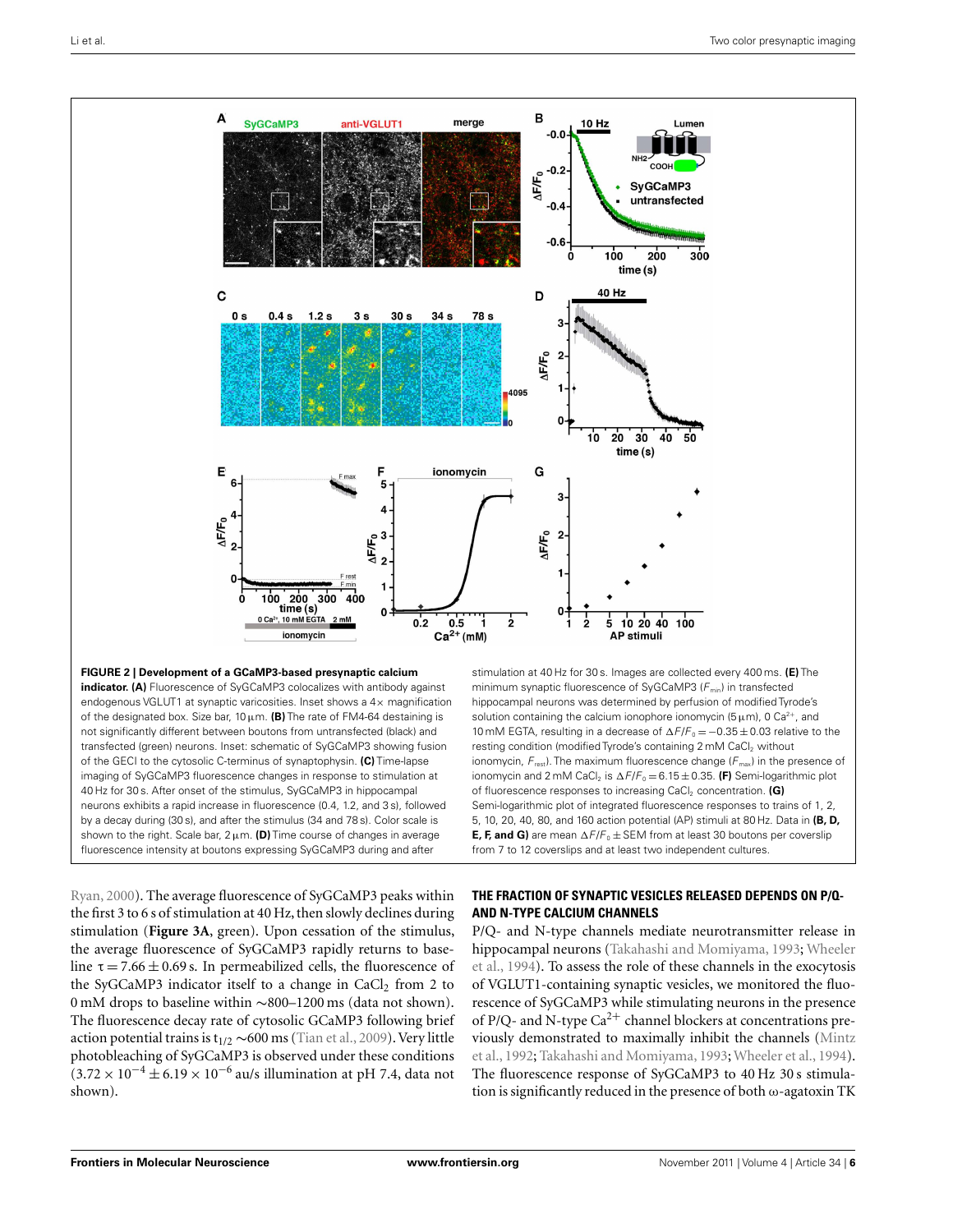**FIGURE 2 | Development of a GCaMP3-based presynaptic calcium indicator. (A)** Fluorescence of SyGCaMP3 colocalizes with antibody against endogenous VGLUT1 at synaptic varicosities. Inset shows a 4× magnification of the designated box. Size bar, 10 μm. **(B)** The rate of FM4-64 destaining is not significantly different between boutons from untransfected (black) and transfected (green) neurons. Inset: schematic of SyGCaMP3 showing fusion of the GECI to the cytosolic C-terminus of synaptophysin. **(C)** Time-lapse imaging of SyGCaMP3 fluorescence changes in response to stimulation at 40 Hz for 30 s. After onset of the stimulus, SyGCaMP3 in hippocampal neurons exhibits a rapid increase in fluorescence (0.4, 1.2, and 3 s), followed by a decay during (30 s), and after the stimulus (34 and 78 s). Color scale is shown to the right. Scale bar, 2 μm. **(D)** Time course of changes in average fluorescence intensity at boutons expressing SyGCaMP3 during and after stimulation at 40 Hz for 30 s. Images are collected every 400 ms. **(E)** The minimum synaptic fluorescence of SyGCaMP3 ($F_{min}$) in transfected hippocampal neurons was determined by perfusion of modified Tyrode's solution containing the calcium ionophore ionomycin (5 μm), 0 $Ca^{2+}$, and 10 mM EGTA, resulting in a decrease of $\Delta F/F_0 = -0.35 \pm 0.03$ relative to the resting condition (modified Tyrode's containing 2 mM $CaCl_2$ without ionomycin, $F_{rest}$). The maximum fluorescence change ($F_{max}$) in the presence of ionomycin and 2 mM $CaCl_2$ is $\Delta F/F_0 = 6.15 \pm 0.35$. **(F)** Semi-logarithmic plot of fluorescence responses to increasing $CaCl_2$ concentration. **(G)** Semi-logarithmic plot of integrated fluorescence responses to trains of 1, 2, 5, 10, 20, 40, 80, and 160 action potential (AP) stimuli at 80 Hz. Data in **(B, D, E, F, and G)** are mean $\Delta F/F_0 \pm$ SEM from at least 30 boutons per coverslip from 7 to 12 coverslips and at least two independent cultures.

Ryan, 2000). The average fluorescence of SyGCaMP3 peaks within the first 3 to 6 s of stimulation at 40 Hz, then slowly declines during stimulation (**Figure 3A**, green). Upon cessation of the stimulus, the average fluorescence of SyGCaMP3 rapidly returns to baseline $\tau = 7.66 \pm 0.69$ s. In permeabilized cells, the fluorescence of the SyGCaMP3 indicator itself to a change in $CaCl_2$ from 2 to 0 mM drops to baseline within ~800–1200 ms (data not shown). The fluorescence decay rate of cytosolic GCaMP3 following brief action potential trains is $t_{1/2}$ ~600 ms (Tian et al., 2009). Very little photobleaching of SyGCaMP3 is observed under these conditions ($3.72 \times 10^{-4} \pm 6.19 \times 10^{-6}$ au/s illumination at pH 7.4, data not shown).

## THE FRACTION OF SYNAPTIC VESICLES RELEASED DEPENDS ON P/Q- AND N-TYPE CALCIUM CHANNELS

P/Q- and N-type channels mediate neurotransmitter release in hippocampal neurons (Takahashi and Momiyama, 1993; Wheeler et al., 1994). To assess the role of these channels in the exocytosis of VGLUT1-containing synaptic vesicles, we monitored the fluorescence of SyGCaMP3 while stimulating neurons in the presence of P/Q- and N-type $Ca^{2+}$ channel blockers at concentrations previously demonstrated to maximally inhibit the channels (Mintz et al., 1992; Takahashi and Momiyama, 1993; Wheeler et al., 1994). The fluorescence response of SyGCaMP3 to 40 Hz 30 s stimulation is significantly reduced in the presence of both ω-agatoxin TK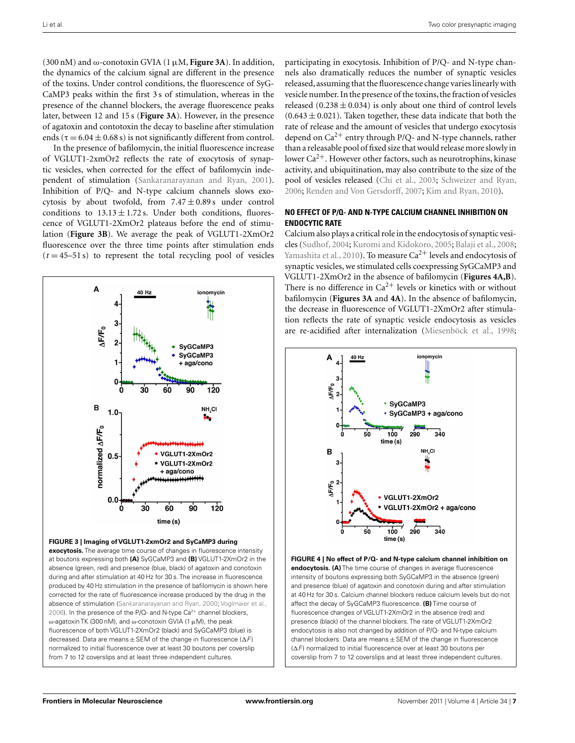(300 nM) and ω-conotoxin GVIA (1 μM, **Figure 3A**). In addition, the dynamics of the calcium signal are different in the presence of the toxins. Under control conditions, the fluorescence of SyGCaMP3 peaks within the first 3 s of stimulation, whereas in the presence of the channel blockers, the average fluorescence peaks later, between 12 and 15 s (**Figure 3A**). However, in the presence of agatoxin and contotoxin the decay to baseline after stimulation ends ($\tau = 6.04 \pm 0.68$ s) is not significantly different from control.

In the presence of bafilomycin, the initial fluorescence increase of VGLUT1-2xmOr2 reflects the rate of exocytosis of synaptic vesicles, when corrected for the effect of bafilomycin independent of stimulation (Sankaranarayanan and Ryan, 2001). Inhibition of P/Q- and N-type calcium channels slows exocytosis by about twofold, from $7.47 \pm 0.89$ s under control conditions to $13.13 \pm 1.72$ s. Under both conditions, fluorescence of VGLUT1-2XmOr2 plateaus before the end of stimulation (**Figure 3B**). We average the peak of VGLUT1-2XmOr2 fluorescence over the three time points after stimulation ends ($t = 45$–$51$ s) to represent the total recycling pool of vesicles participating in exocytosis. Inhibition of P/Q- and N-type channels also dramatically reduces the number of synaptic vesicles released, assuming that the fluorescence change varies linearly with vesicle number. In the presence of the toxins, the fraction of vesicles released ($0.238 \pm 0.034$) is only about one third of control levels ($0.643 \pm 0.021$). Taken together, these data indicate that both the rate of release and the amount of vesicles that undergo exocytosis depend on $Ca^{2+}$ entry through P/Q- and N-type channels, rather than a releasable pool of fixed size that would release more slowly in lower $Ca^{2+}$. However other factors, such as neurotrophins, kinase activity, and ubiquitination, may also contribute to the size of the pool of vesicles released (Chi et al., 2003; Schweizer and Ryan, 2006; Renden and Von Gersdorff, 2007; Kim and Ryan, 2010).

**FIGURE 3 | Imaging of VGLUT1-2xmOr2 and SyCaMP3 during exocytosis.** The average time course of changes in fluorescence intensity at boutons expressing both **(A)** SyGCaMP3 and **(B)** VGLUT1-2XmOr2 in the absence (green, red) and presence (blue, black) of agatoxin and conotoxin during and after stimulation at 40 Hz for 30 s. The increase in fluorescence produced by 40 Hz stimulation in the presence of bafilomycin is shown here corrected for the rate of fluorescence increase produced by the drug in the absence of stimulation (Sankaranarayanan and Ryan, 2000; Voglmaier et al., 2006). In the presence of the P/Q- and N-type $Ca^{2+}$ channel blockers, ω-agatoxin TK (300 nM), and ω-conotoxin GVIA (1 μM), the peak fluorescence of both VGLUT1-2XmOr2 (black) and SyGCaMP3 (blue) is decreased. Data are means ± SEM of the change in fluorescence ($\Delta F$) normalized to initial fluorescence over at least 30 boutons per coverslip from 7 to 12 coverslips and at least three independent cultures.

## NO EFFECT OF P/Q- AND N-TYPE CALCIUM CHANNEL INHIBITION ON ENDOCYTIC RATE

Calcium also plays a critical role in the endocytosis of synaptic vesicles (Sudhof, 2004; Kuromi and Kidokoro, 2005; Balaji et al., 2008; Yamashita et al., 2010). To measure $Ca^{2+}$ levels and endocytosis of synaptic vesicles, we stimulated cells coexpressing SyGCaMP3 and VGLUT1-2XmOr2 in the absence of bafilomycin (**Figures 4A,B**). There is no difference in $Ca^{2+}$ levels or kinetics with or without bafilomycin (**Figures 3A** and **4A**). In the absence of bafilomycin, the decrease in fluorescence of VGLUT1-2XmOr2 after stimulation reflects the rate of synaptic vesicle endocytosis as vesicles are re-acidified after internalization (Miesenböck et al., 1998;

**FIGURE 4 | No effect of P/Q- and N-type calcium channel inhibition on endocytosis. (A)** The time course of changes in average fluorescence intensity of boutons expressing both SyGCaMP3 in the absence (green) and presence (blue) of agatoxin and conotoxin during and after stimulation at 40 Hz for 30 s. Calcium channel blockers reduce calcium levels but do not affect the decay of SyGCaMP3 fluorescence. **(B)** Time course of fluorescence changes of VGLUT1-2XmOr2 in the absence (red) and presence (black) of the channel blockers. The rate of VGLUT1-2XmOr2 endocytosis is also not changed by addition of P/Q- and N-type calcium channel blockers. Data are means ± SEM of the change in fluorescence ($\Delta F$) normalized to initial fluorescence over at least 30 boutons per coverslip from 7 to 12 coverslips and at least three independent cultures.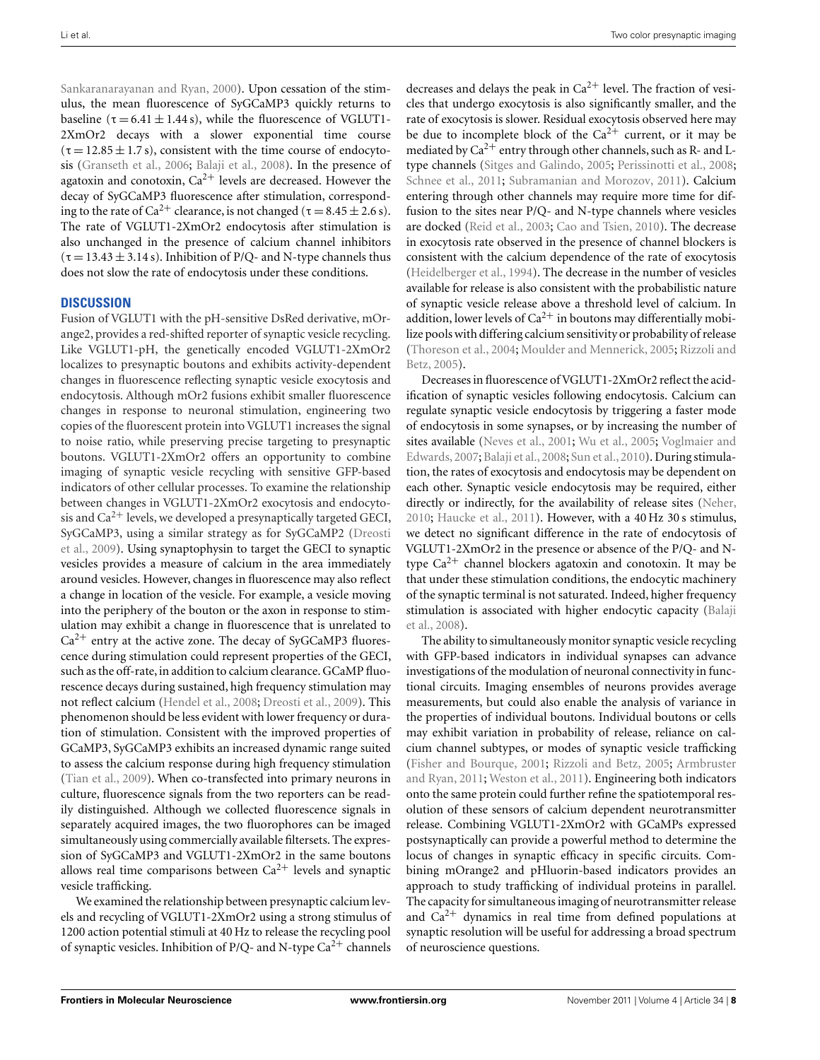Sankaranarayanan and Ryan, 2000). Upon cessation of the stimulus, the mean fluorescence of SyGCaMP3 quickly returns to baseline ($\tau = 6.41 \pm 1.44$ s), while the fluorescence of VGLUT1-2XmOr2 decays with a slower exponential time course ($\tau = 12.85 \pm 1.7$ s), consistent with the time course of endocytosis (Granseth et al., 2006; Balaji et al., 2008). In the presence of agatoxin and conotoxin, $Ca^{2+}$ levels are decreased. However the decay of SyGCaMP3 fluorescence after stimulation, corresponding to the rate of $Ca^{2+}$ clearance, is not changed ($\tau = 8.45 \pm 2.6$ s). The rate of VGLUT1-2XmOr2 endocytosis after stimulation is also unchanged in the presence of calcium channel inhibitors ($\tau = 13.43 \pm 3.14$ s). Inhibition of P/Q- and N-type channels thus does not slow the rate of endocytosis under these conditions.

## DISCUSSION

Fusion of VGLUT1 with the pH-sensitive DsRed derivative, mOrange2, provides a red-shifted reporter of synaptic vesicle recycling. Like VGLUT1-pH, the genetically encoded VGLUT1-2XmOr2 localizes to presynaptic boutons and exhibits activity-dependent changes in fluorescence reflecting synaptic vesicle exocytosis and endocytosis. Although mOr2 fusions exhibit smaller fluorescence changes in response to neuronal stimulation, engineering two copies of the fluorescent protein into VGLUT1 increases the signal to noise ratio, while preserving precise targeting to presynaptic boutons. VGLUT1-2XmOr2 offers an opportunity to combine imaging of synaptic vesicle recycling with sensitive GFP-based indicators of other cellular processes. To examine the relationship between changes in VGLUT1-2XmOr2 exocytosis and endocytosis and $Ca^{2+}$ levels, we developed a presynaptically targeted GECI, SyGCaMP3, using a similar strategy as for SyGCaMP2 (Dreosti et al., 2009). Using synaptophysin to target the GECI to synaptic vesicles provides a measure of calcium in the area immediately around vesicles. However, changes in fluorescence may also reflect a change in location of the vesicle. For example, a vesicle moving into the periphery of the bouton or the axon in response to stimulation may exhibit a change in fluorescence that is unrelated to $Ca^{2+}$ entry at the active zone. The decay of SyGCaMP3 fluorescence during stimulation could represent properties of the GECI, such as the off-rate, in addition to calcium clearance. GCaMP fluorescence decays during sustained, high frequency stimulation may not reflect calcium (Hendel et al., 2008; Dreosti et al., 2009). This phenomenon should be less evident with lower frequency or duration of stimulation. Consistent with the improved properties of GCaMP3, SyGCaMP3 exhibits an increased dynamic range suited to assess the calcium response during high frequency stimulation (Tian et al., 2009). When co-transfected into primary neurons in culture, fluorescence signals from the two reporters can be readily distinguished. Although we collected fluorescence signals in separately acquired images, the two fluorophores can be imaged simultaneously using commercially available filtersets. The expression of SyGCaMP3 and VGLUT1-2XmOr2 in the same boutons allows real time comparisons between $Ca^{2+}$ levels and synaptic vesicle trafficking.

We examined the relationship between presynaptic calcium levels and recycling of VGLUT1-2XmOr2 using a strong stimulus of 1200 action potential stimuli at 40 Hz to release the recycling pool of synaptic vesicles. Inhibition of P/Q- and N-type $Ca^{2+}$ channels decreases and delays the peak in $Ca^{2+}$ level. The fraction of vesicles that undergo exocytosis is also significantly smaller, and the rate of exocytosis is slower. Residual exocytosis observed here may be due to incomplete block of the $Ca^{2+}$ current, or it may be mediated by $Ca^{2+}$ entry through other channels, such as R- and L-type channels (Sitges and Galindo, 2005; Perissinotti et al., 2008; Schnee et al., 2011; Subramanian and Morozov, 2011). Calcium entering through other channels may require more time for diffusion to the sites near P/Q- and N-type channels where vesicles are docked (Reid et al., 2003; Cao and Tsien, 2010). The decrease in exocytosis rate observed in the presence of channel blockers is consistent with the calcium dependence of the rate of exocytosis (Heidelberger et al., 1994). The decrease in the number of vesicles available for release is also consistent with the probabilistic nature of synaptic vesicle release above a threshold level of calcium. In addition, lower levels of $Ca^{2+}$ in boutons may differentially mobilize pools with differing calcium sensitivity or probability of release (Thoreson et al., 2004; Moulder and Mennerick, 2005; Rizzoli and Betz, 2005).

Decreases in fluorescence of VGLUT1-2XmOr2 reflect the acidification of synaptic vesicles following endocytosis. Calcium can regulate synaptic vesicle endocytosis by triggering a faster mode of endocytosis in some synapses, or by increasing the number of sites available (Neves et al., 2001; Wu et al., 2005; Voglmaier and Edwards, 2007; Balaji et al., 2008; Sun et al., 2010). During stimulation, the rates of exocytosis and endocytosis may be dependent on each other. Synaptic vesicle endocytosis may be required, either directly or indirectly, for the availability of release sites (Neher, 2010; Haucke et al., 2011). However, with a 40 Hz 30 s stimulus, we detect no significant difference in the rate of endocytosis of VGLUT1-2XmOr2 in the presence or absence of the P/Q- and N-type $Ca^{2+}$ channel blockers agatoxin and conotoxin. It may be that under these stimulation conditions, the endocytic machinery of the synaptic terminal is not saturated. Indeed, higher frequency stimulation is associated with higher endocytic capacity (Balaji et al., 2008).

The ability to simultaneously monitor synaptic vesicle recycling with GFP-based indicators in individual synapses can advance investigations of the modulation of neuronal connectivity in functional circuits. Imaging ensembles of neurons provides average measurements, but could also enable the analysis of variance in the properties of individual boutons. Individual boutons or cells may exhibit variation in probability of release, reliance on calcium channel subtypes, or modes of synaptic vesicle trafficking (Fisher and Bourque, 2001; Rizzoli and Betz, 2005; Armbruster and Ryan, 2011; Weston et al., 2011). Engineering both indicators onto the same protein could further refine the spatiotemporal resolution of these sensors of calcium dependent neurotransmitter release. Combining VGLUT1-2XmOr2 with GCaMPs expressed postsynaptically can provide a powerful method to determine the locus of changes in synaptic efficacy in specific circuits. Combining mOrange2 and pHluorin-based indicators provides an approach to study trafficking of individual proteins in parallel. The capacity for simultaneous imaging of neurotransmitter release and $Ca^{2+}$ dynamics in real time from defined populations at synaptic resolution will be useful for addressing a broad spectrum of neuroscience questions.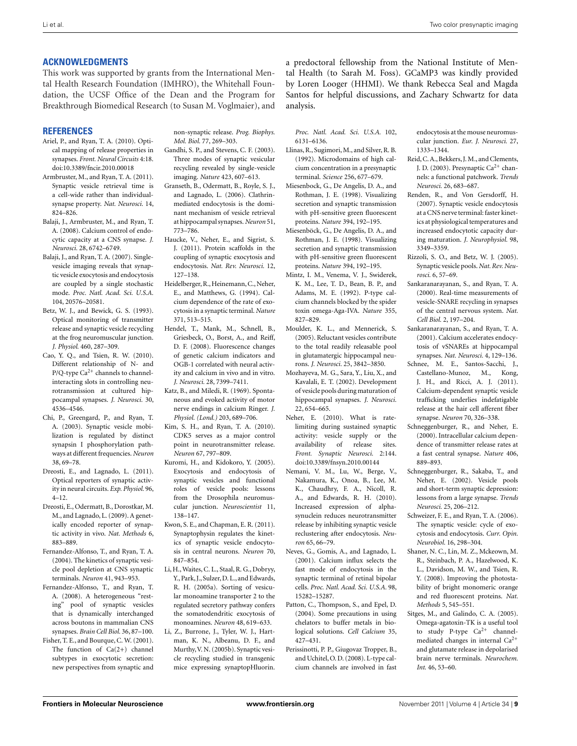## ACKNOWLEDGMENTS

This work was supported by grants from the International Mental Health Research Foundation (IMHRO), the Whitehall Foundation, the UCSF Office of the Dean and the Program for Breakthrough Biomedical Research (to Susan M. Voglmaier), and a predoctoral fellowship from the National Institute of Mental Health (to Sarah M. Foss). GCaMP3 was kindly provided by Loren Looger (HHMI). We thank Rebecca Seal and Magda Santos for helpful discussions, and Zachary Schwartz for data analysis.

## REFERENCES

Ariel, P., and Ryan, T. A. (2010). Optical mapping of release properties in synapses. *Front. Neural Circuits* 4:18. doi:10.3389/fncir.2010.00018

Armbruster, M., and Ryan, T. A. (2011). Synaptic vesicle retrieval time is a cell-wide rather than individual-synapse property. *Nat. Neurosci.* 14, 824–826.

Balaji, J., Armbruster, M., and Ryan, T. A. (2008). Calcium control of endocytic capacity at a CNS synapse. *J. Neurosci.* 28, 6742–6749.

Balaji, J., and Ryan, T. A. (2007). Single-vesicle imaging reveals that synaptic vesicle exocytosis and endocytosis are coupled by a single stochastic mode. *Proc. Natl. Acad. Sci. U.S.A.* 104, 20576–20581.

Betz, W. J., and Bewick, G. S. (1993). Optical monitoring of transmitter release and synaptic vesicle recycling at the frog neuromuscular junction. *J. Physiol.* 460, 287–309.

Cao, Y. Q., and Tsien, R. W. (2010). Different relationship of N- and P/Q-type $Ca^{2+}$ channels to channel-interacting slots in controlling neurotransmission at cultured hippocampal synapses. *J. Neurosci.* 30, 4536–4546.

Chi, P., Greengard, P., and Ryan, T. A. (2003). Synaptic vesicle mobilization is regulated by distinct synapsin I phosphorylation pathways at different frequencies. *Neuron* 38, 69–78.

Dreosti, E., and Lagnado, L. (2011). Optical reporters of synaptic activity in neural circuits. *Exp. Physiol.* 96, 4–12.

Dreosti, E., Odermatt, B., Dorostkar, M. M., and Lagnado, L. (2009). A genetically encoded reporter of synaptic activity in vivo. *Nat. Methods* 6, 883–889.

Fernandez-Alfonso, T., and Ryan, T. A. (2004). The kinetics of synaptic vesicle pool depletion at CNS synaptic terminals. *Neuron* 41, 943–953.

Fernandez-Alfonso, T., and Ryan, T. A. (2008). A heterogeneous "resting" pool of synaptic vesicles that is dynamically interchanged across boutons in mammalian CNS synapses. *Brain Cell Biol.* 36, 87–100.

Fisher, T. E., and Bourque, C. W. (2001). The function of Ca(2+) channel subtypes in exocytotic secretion: new perspectives from synaptic and non-synaptic release. *Prog. Biophys. Mol. Biol.* 77, 269–303.

Gandhi, S. P., and Stevens, C. F. (2003). Three modes of synaptic vesicular recycling revealed by single-vesicle imaging. *Nature* 423, 607–613.

Granseth, B., Odermatt, B., Royle, S. J., and Lagnado, L. (2006). Clathrin-mediated endocytosis is the dominant mechanism of vesicle retrieval at hippocampal synapses. *Neuron* 51, 773–786.

Haucke, V., Neher, E., and Sigrist, S. J. (2011). Protein scaffolds in the coupling of synaptic exocytosis and endocytosis. *Nat. Rev. Neurosci.* 12, 127–138.

Heidelberger, R., Heinemann, C., Neher, E., and Matthews, G. (1994). Calcium dependence of the rate of exocytosis in a synaptic terminal. *Nature* 371, 513–515.

Hendel, T., Mank, M., Schnell, B., Griesbeck, O., Borst, A., and Reiff, D. F. (2008). Fluorescence changes of genetic calcium indicators and OGB-1 correlated with neural activity and calcium in vivo and in vitro. *J. Neurosci.* 28, 7399–7411.

Katz, B., and Miledi, R. (1969). Spontaneous and evoked activity of motor nerve endings in calcium Ringer. *J. Physiol. (Lond.)* 203, 689–706.

Kim, S. H., and Ryan, T. A. (2010). CDK5 serves as a major control point in neurotransmitter release. *Neuron* 67, 797–809.

Kuromi, H., and Kidokoro, Y. (2005). Exocytosis and endocytosis of synaptic vesicles and functional roles of vesicle pools: lessons from the Drosophila neuromuscular junction. *Neuroscientist* 11, 138–147.

Kwon, S. E., and Chapman, E. R. (2011). Synaptophysin regulates the kinetics of synaptic vesicle endocytosis in central neurons. *Neuron* 70, 847–854.

Li, H., Waites, C. L., Staal, R. G., Dobryy, Y., Park, J., Sulzer, D. L., and Edwards, R. H. (2005a). Sorting of vesicular monoamine transporter 2 to the regulated secretory pathway confers the somatodendritic exocytosis of monoamines. *Neuron* 48, 619–633.

Li, Z., Burrone, J., Tyler, W. J., Hartman, K. N., Albeanu, D. F., and Murthy, V. N. (2005b). Synaptic vesicle recycling studied in transgenic mice expressing synaptopHluorin. *Proc. Natl. Acad. Sci. U.S.A.* 102, 6131–6136.

Llinas, R., Sugimori, M., and Silver, R. B. (1992). Microdomains of high calcium concentration in a presynaptic terminal. *Science* 256, 677–679.

Miesenbock, G., De Angelis, D. A., and Rothman, J. E. (1998). Visualizing secretion and synaptic transmission with pH-sensitive green fluorescent proteins. *Nature* 394, 192–195.

Miesenböck, G., De Angelis, D. A., and Rothman, J. E. (1998). Visualizing secretion and synaptic transmission with pH-sensitive green fluorescent proteins. *Nature* 394, 192–195.

Mintz, I. M., Venema, V. J., Swiderek, K. M., Lee, T. D., Bean, B. P., and Adams, M. E. (1992). P-type calcium channels blocked by the spider toxin omega-Aga-IVA. *Nature* 355, 827–829.

Moulder, K. L., and Mennerick, S. (2005). Reluctant vesicles contribute to the total readily releasable pool in glutamatergic hippocampal neurons. *J. Neurosci.* 25, 3842–3850.

Mozhayeva, M. G., Sara, Y., Liu, X., and Kavalali, E. T. (2002). Development of vesicle pools during maturation of hippocampal synapses. *J. Neurosci.* 22, 654–665.

Neher, E. (2010). What is rate-limiting during sustained synaptic activity: vesicle supply or the availability of release sites. *Front. Synaptic Neurosci.* 2:144. doi:10.3389/fnsyn.2010.00144

Nemani, V. M., Lu, W., Berge, V., Nakamura, K., Onoa, B., Lee, M. K., Chaudhry, F. A., Nicoll, R. A., and Edwards, R. H. (2010). Increased expression of alpha-synuclein reduces neurotransmitter release by inhibiting synaptic vesicle reclustering after endocytosis. *Neuron* 65, 66–79.

Neves, G., Gomis, A., and Lagnado, L. (2001). Calcium influx selects the fast mode of endocytosis in the synaptic terminal of retinal bipolar cells. *Proc. Natl. Acad. Sci. U.S.A.* 98, 15282–15287.

Patton, C., Thompson, S., and Epel, D. (2004). Some precautions in using chelators to buffer metals in biological solutions. *Cell Calcium* 35, 427–431.

Perissinotti, P. P., Giugovaz Tropper, B., and Uchitel, O. D. (2008). L-type calcium channels are involved in fast endocytosis at the mouse neuromuscular junction. *Eur. J. Neurosci.* 27, 1333–1344.

Reid, C. A., Bekkers, J. M., and Clements, J. D. (2003). Presynaptic $Ca^{2+}$ channels: a functional patchwork. *Trends Neurosci.* 26, 683–687.

Renden, R., and Von Gersdorff, H. (2007). Synaptic vesicle endocytosis at a CNS nerve terminal: faster kinetics at physiological temperatures and increased endocytotic capacity during maturation. *J. Neurophysiol.* 98, 3349–3359.

Rizzoli, S. O., and Betz, W. J. (2005). Synaptic vesicle pools. *Nat. Rev. Neurosci.* 6, 57–69.

Sankaranarayanan, S., and Ryan, T. A. (2000). Real-time measurements of vesicle-SNARE recycling in synapses of the central nervous system. *Nat. Cell Biol.* 2, 197–204.

Sankaranarayanan, S., and Ryan, T. A. (2001). Calcium accelerates endocytosis of vSNAREs at hippocampal synapses. *Nat. Neurosci.* 4, 129–136.

Schnee, M. E., Santos-Sacchi, J., Castellano-Munoz, M., Kong, J. H., and Ricci, A. J. (2011). Calcium-dependent synaptic vesicle trafficking underlies indefatigable release at the hair cell afferent fiber synapse. *Neuron* 70, 326–338.

Schneggenburger, R., and Neher, E. (2000). Intracellular calcium dependence of transmitter release rates at a fast central synapse. *Nature* 406, 889–893.

Schneggenburger, R., Sakaba, T., and Neher, E. (2002). Vesicle pools and short-term synaptic depression: lessons from a large synapse. *Trends Neurosci.* 25, 206–212.

Schweizer, F. E., and Ryan, T. A. (2006). The synaptic vesicle: cycle of exocytosis and endocytosis. *Curr. Opin. Neurobiol.* 16, 298–304.

Shaner, N. C., Lin, M. Z., Mckeown, M. R., Steinbach, P. A., Hazelwood, K. L., Davidson, M. W., and Tsien, R. Y. (2008). Improving the photostability of bright monomeric orange and red fluorescent proteins. *Nat. Methods* 5, 545–551.

Sitges, M., and Galindo, C. A. (2005). Omega-agatoxin-TK is a useful tool to study P-type $Ca^{2+}$ channel-mediated changes in internal $Ca^{2+}$ and glutamate release in depolarised brain nerve terminals. *Neurochem. Int.* 46, 53–60.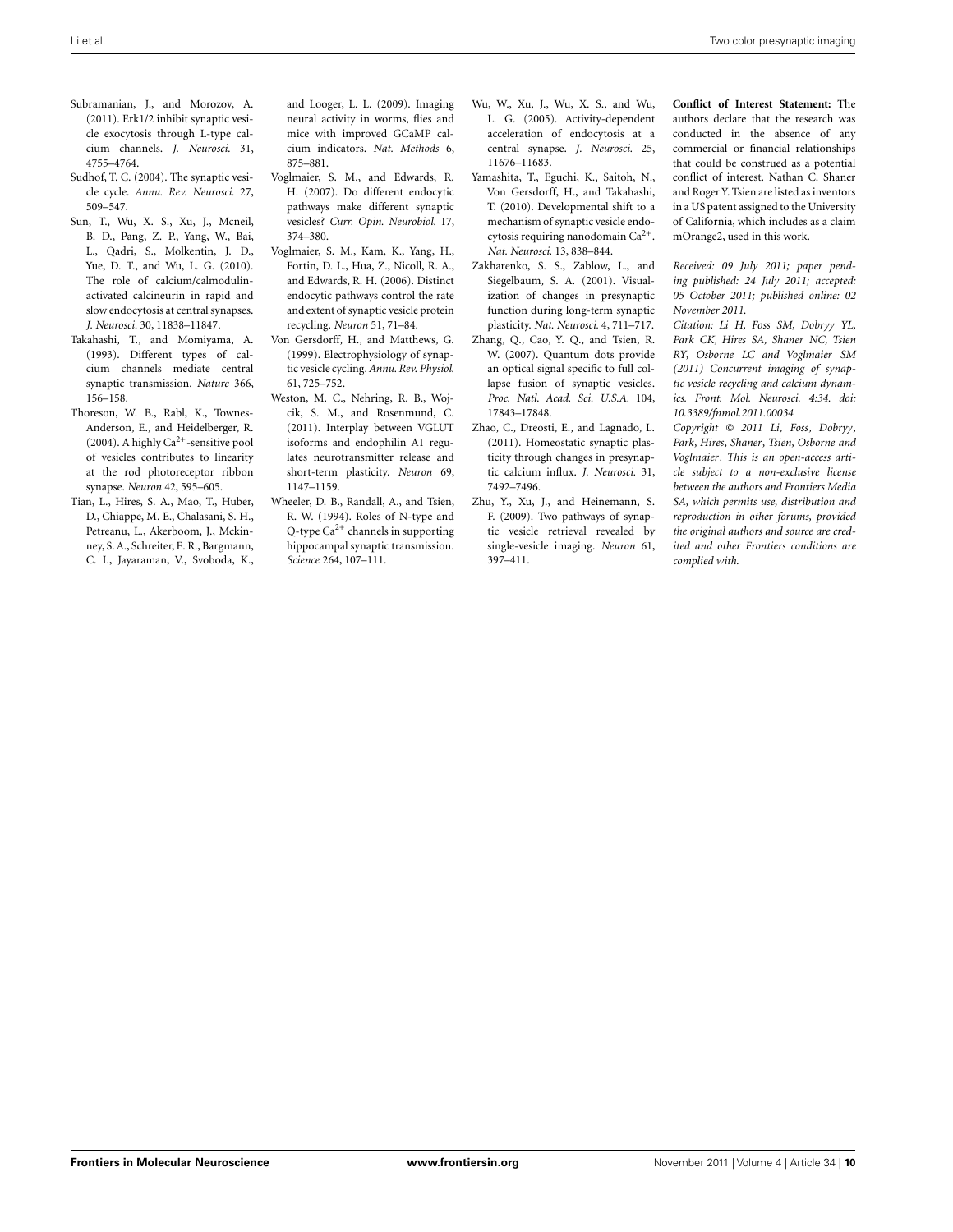Subramanian, J., and Morozov, A. (2011). Erk1/2 inhibit synaptic vesicle exocytosis through L-type calcium channels. *J. Neurosci.* 31, 4755–4764.

Sudhof, T. C. (2004). The synaptic vesicle cycle. *Annu. Rev. Neurosci.* 27, 509–547.

Sun, T., Wu, X. S., Xu, J., Mcneil, B. D., Pang, Z. P., Yang, W., Bai, L., Qadri, S., Molkentin, J. D., Yue, D. T., and Wu, L. G. (2010). The role of calcium/calmodulin-activated calcineurin in rapid and slow endocytosis at central synapses. *J. Neurosci.* 30, 11838–11847.

Takahashi, T., and Momiyama, A. (1993). Different types of calcium channels mediate central synaptic transmission. *Nature* 366, 156–158.

Thoreson, W. B., Rabl, K., Townes-Anderson, E., and Heidelberger, R. (2004). A highly $Ca^{2+}$-sensitive pool of vesicles contributes to linearity at the rod photoreceptor ribbon synapse. *Neuron* 42, 595–605.

Tian, L., Hires, S. A., Mao, T., Huber, D., Chiappe, M. E., Chalasani, S. H., Petreanu, L., Akerboom, J., Mckinney, S. A., Schreiter, E. R., Bargmann, C. I., Jayaraman, V., Svoboda, K., and Looger, L. L. (2009). Imaging neural activity in worms, flies and mice with improved GCaMP calcium indicators. *Nat. Methods* 6, 875–881.

Voglmaier, S. M., and Edwards, R. H. (2007). Do different endocytic pathways make different synaptic vesicles? *Curr. Opin. Neurobiol.* 17, 374–380.

Voglmaier, S. M., Kam, K., Yang, H., Fortin, D. L., Hua, Z., Nicoll, R. A., and Edwards, R. H. (2006). Distinct endocytic pathways control the rate and extent of synaptic vesicle protein recycling. *Neuron* 51, 71–84.

Von Gersdorff, H., and Matthews, G. (1999). Electrophysiology of synaptic vesicle cycling. *Annu. Rev. Physiol.* 61, 725–752.

Weston, M. C., Nehring, R. B., Wojcik, S. M., and Rosenmund, C. (2011). Interplay between VGLUT isoforms and endophilin A1 regulates neurotransmitter release and short-term plasticity. *Neuron* 69, 1147–1159.

Wheeler, D. B., Randall, A., and Tsien, R. W. (1994). Roles of N-type and Q-type $Ca^{2+}$ channels in supporting hippocampal synaptic transmission. *Science* 264, 107–111.

Wu, W., Xu, J., Wu, X. S., and Wu, L. G. (2005). Activity-dependent acceleration of endocytosis at a central synapse. *J. Neurosci.* 25, 11676–11683.

Yamashita, T., Eguchi, K., Saitoh, N., Von Gersdorff, H., and Takahashi, T. (2010). Developmental shift to a mechanism of synaptic vesicle endocytosis requiring nanodomain $Ca^{2+}$. *Nat. Neurosci.* 13, 838–844.

Zakharenko, S. S., Zablow, L., and Siegelbaum, S. A. (2001). Visualization of changes in presynaptic function during long-term synaptic plasticity. *Nat. Neurosci.* 4, 711–717.

Zhang, Q., Cao, Y. Q., and Tsien, R. W. (2007). Quantum dots provide an optical signal specific to full collapse fusion of synaptic vesicles. *Proc. Natl. Acad. Sci. U.S.A.* 104, 17843–17848.

Zhao, C., Dreosti, E., and Lagnado, L. (2011). Homeostatic synaptic plasticity through changes in presynaptic calcium influx. *J. Neurosci.* 31, 7492–7496.

Zhu, Y., Xu, J., and Heinemann, S. F. (2009). Two pathways of synaptic vesicle retrieval revealed by single-vesicle imaging. *Neuron* 61, 397–411.

**Conflict of Interest Statement:** The authors declare that the research was conducted in the absence of any commercial or financial relationships that could be construed as a potential conflict of interest. Nathan C. Shaner and Roger Y. Tsien are listed as inventors in a US patent assigned to the University of California, which includes as a claim mOrange2, used in this work.

*Received: 09 July 2011; paper pending published: 24 July 2011; accepted: 05 October 2011; published online: 02 November 2011.*

*Citation: Li H, Foss SM, Dobryy YL, Park CK, Hires SA, Shaner NC, Tsien RY, Osborne LC and Voglmaier SM (2011) Concurrent imaging of synaptic vesicle recycling and calcium dynamics. Front. Mol. Neurosci. **4**:34. doi: 10.3389/fnmol.2011.00034*

*Copyright © 2011 Li, Foss, Dobryy, Park, Hires, Shaner, Tsien, Osborne and Voglmaier. This is an open-access article subject to a non-exclusive license between the authors and Frontiers Media SA, which permits use, distribution and reproduction in other forums, provided the original authors and source are credited and other Frontiers conditions are complied with.*